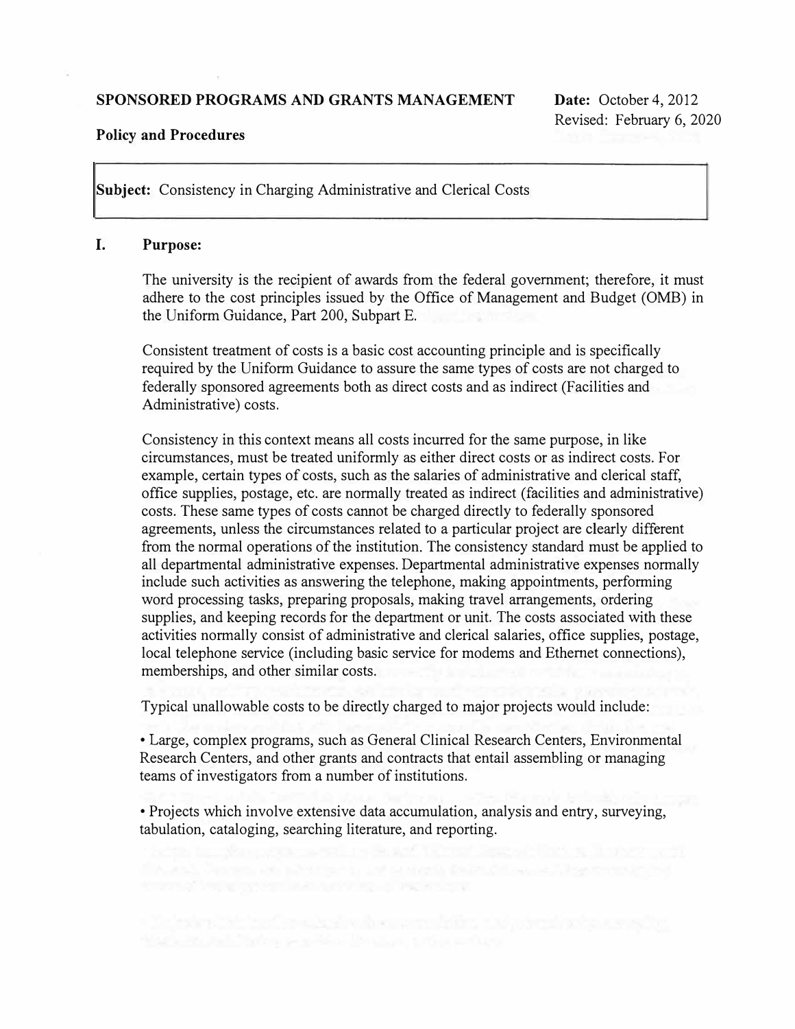**SPONSORED PROGRAMS AND GRANTS MANAGEMENT**

**Date:** October 4, 2012
Revised: February 6, 2020

**Policy and Procedures**

**Subject:** Consistency in Charging Administrative and Clerical Costs

## I. Purpose:

The university is the recipient of awards from the federal government; therefore, it must adhere to the cost principles issued by the Office of Management and Budget (OMB) in the Uniform Guidance, Part 200, Subpart E.

Consistent treatment of costs is a basic cost accounting principle and is specifically required by the Uniform Guidance to assure the same types of costs are not charged to federally sponsored agreements both as direct costs and as indirect (Facilities and Administrative) costs.

Consistency in this context means all costs incurred for the same purpose, in like circumstances, must be treated uniformly as either direct costs or as indirect costs. For example, certain types of costs, such as the salaries of administrative and clerical staff, office supplies, postage, etc. are normally treated as indirect (facilities and administrative) costs. These same types of costs cannot be charged directly to federally sponsored agreements, unless the circumstances related to a particular project are clearly different from the normal operations of the institution. The consistency standard must be applied to all departmental administrative expenses. Departmental administrative expenses normally include such activities as answering the telephone, making appointments, performing word processing tasks, preparing proposals, making travel arrangements, ordering supplies, and keeping records for the department or unit. The costs associated with these activities normally consist of administrative and clerical salaries, office supplies, postage, local telephone service (including basic service for modems and Ethernet connections), memberships, and other similar costs.

Typical unallowable costs to be directly charged to major projects would include:

- Large, complex programs, such as General Clinical Research Centers, Environmental Research Centers, and other grants and contracts that entail assembling or managing teams of investigators from a number of institutions.
- Projects which involve extensive data accumulation, analysis and entry, surveying, tabulation, cataloging, searching literature, and reporting.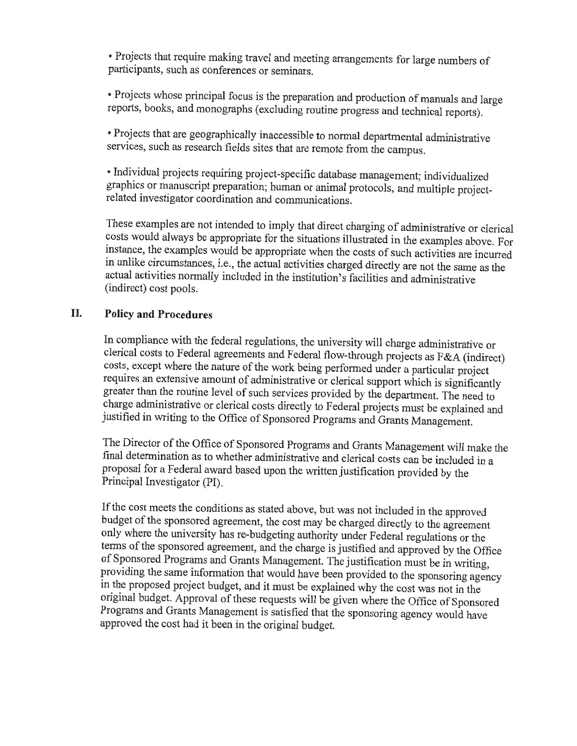- Projects that require making travel and meeting arrangements for large numbers of participants, such as conferences or seminars.

- Projects whose principal focus is the preparation and production of manuals and large reports, books, and monographs (excluding routine progress and technical reports).

- Projects that are geographically inaccessible to normal departmental administrative services, such as research fields sites that are remote from the campus.

- Individual projects requiring project-specific database management; individualized graphics or manuscript preparation; human or animal protocols, and multiple project-related investigator coordination and communications.

These examples are not intended to imply that direct charging of administrative or clerical costs would always be appropriate for the situations illustrated in the examples above. For instance, the examples would be appropriate when the costs of such activities are incurred in unlike circumstances, i.e., the actual activities charged directly are not the same as the actual activities normally included in the institution's facilities and administrative (indirect) cost pools.

## II. Policy and Procedures

In compliance with the federal regulations, the university will charge administrative or clerical costs to Federal agreements and Federal flow-through projects as F&A (indirect) costs, except where the nature of the work being performed under a particular project requires an extensive amount of administrative or clerical support which is significantly greater than the routine level of such services provided by the department. The need to charge administrative or clerical costs directly to Federal projects must be explained and justified in writing to the Office of Sponsored Programs and Grants Management.

The Director of the Office of Sponsored Programs and Grants Management will make the final determination as to whether administrative and clerical costs can be included in a proposal for a Federal award based upon the written justification provided by the Principal Investigator (PI).

If the cost meets the conditions as stated above, but was not included in the approved budget of the sponsored agreement, the cost may be charged directly to the agreement only where the university has re-budgeting authority under Federal regulations or the terms of the sponsored agreement, and the charge is justified and approved by the Office of Sponsored Programs and Grants Management. The justification must be in writing, providing the same information that would have been provided to the sponsoring agency in the proposed project budget, and it must be explained why the cost was not in the original budget. Approval of these requests will be given where the Office of Sponsored Programs and Grants Management is satisfied that the sponsoring agency would have approved the cost had it been in the original budget.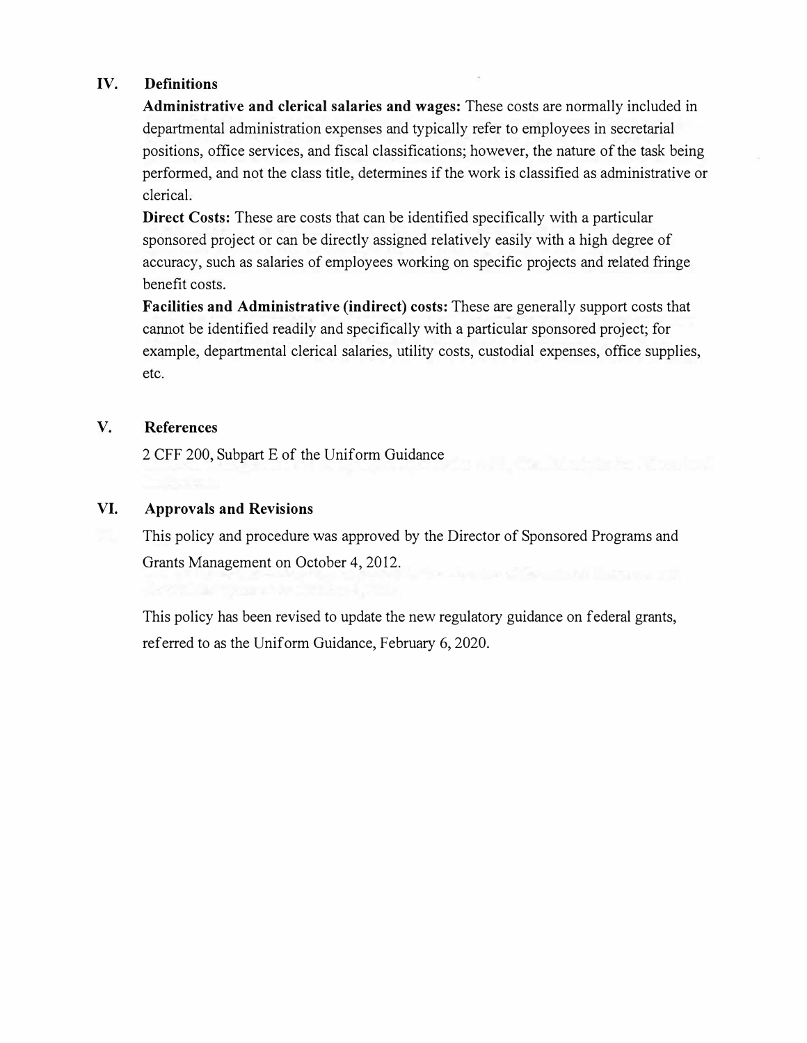## IV. Definitions

**Administrative and clerical salaries and wages:** These costs are normally included in departmental administration expenses and typically refer to employees in secretarial positions, office services, and fiscal classifications; however, the nature of the task being performed, and not the class title, determines if the work is classified as administrative or clerical.

**Direct Costs:** These are costs that can be identified specifically with a particular sponsored project or can be directly assigned relatively easily with a high degree of accuracy, such as salaries of employees working on specific projects and related fringe benefit costs.

**Facilities and Administrative (indirect) costs:** These are generally support costs that cannot be identified readily and specifically with a particular sponsored project; for example, departmental clerical salaries, utility costs, custodial expenses, office supplies, etc.

## V. References

2 CFF 200, Subpart E of the Uniform Guidance

## VI. Approvals and Revisions

This policy and procedure was approved by the Director of Sponsored Programs and Grants Management on October 4, 2012.

This policy has been revised to update the new regulatory guidance on federal grants, referred to as the Uniform Guidance, February 6, 2020.